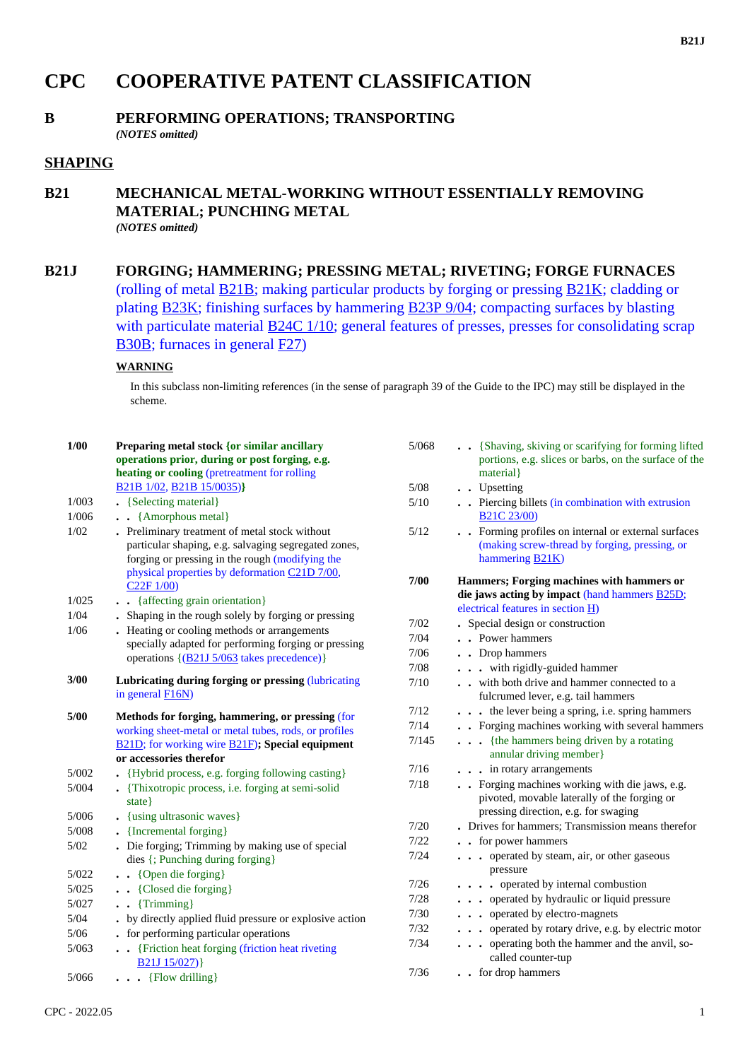# CPC COOPERATIVE PATENT CLASSIFICATION

## B PERFORMING OPERATIONS; TRANSPORTING

*(NOTES omitted)*

### SHAPING

## B21 MECHANICAL METAL-WORKING WITHOUT ESSENTIALLY REMOVING MATERIAL; PUNCHING METAL

*(NOTES omitted)*

## B21J FORGING; HAMMERING; PRESSING METAL; RIVETING; FORGE FURNACES

(rolling of metal B21B; making particular products by forging or pressing B21K; cladding or plating B23K; finishing surfaces by hammering B23P 9/04; compacting surfaces by blasting with particulate material B24C 1/10; general features of presses, presses for consolidating scrap B30B; furnaces in general F27)

**WARNING**

In this subclass non-limiting references (in the sense of paragraph 39 of the Guide to the IPC) may still be displayed in the scheme.

| | |
|---|---|
| **1/00** | **Preparing metal stock {or similar ancillary operations prior, during or post forging, e.g. heating or cooling}** (pretreatment for rolling B21B 1/02, B21B 15/0035) |
| 1/003 | . {Selecting material} |
| 1/006 | . . {Amorphous metal} |
| 1/02 | . Preliminary treatment of metal stock without particular shaping, e.g. salvaging segregated zones, forging or pressing in the rough (modifying the physical properties by deformation C21D 7/00, C22F 1/00) |
| 1/025 | . . {affecting grain orientation} |
| 1/04 | . Shaping in the rough solely by forging or pressing |
| 1/06 | . Heating or cooling methods or arrangements specially adapted for performing forging or pressing operations {(B21J 5/063 takes precedence)} |
| **3/00** | **Lubricating during forging or pressing** (lubricating in general F16N) |
| **5/00** | **Methods for forging, hammering, or pressing** (for working sheet-metal or metal tubes, rods, or profiles B21D; for working wire B21F)**; Special equipment or accessories therefor** |
| 5/002 | . {Hybrid process, e.g. forging following casting} |
| 5/004 | . {Thixotropic process, i.e. forging at semi-solid state} |
| 5/006 | . {using ultrasonic waves} |
| 5/008 | . {Incremental forging} |
| 5/02 | . Die forging; Trimming by making use of special dies {; Punching during forging} |
| 5/022 | . . {Open die forging} |
| 5/025 | . . {Closed die forging} |
| 5/027 | . . {Trimming} |
| 5/04 | . by directly applied fluid pressure or explosive action |
| 5/06 | . for performing particular operations |
| 5/063 | . . {Friction heat forging (friction heat riveting B21J 15/027)} |
| 5/066 | . . . {Flow drilling} |
| 5/068 | . . {Shaving, skiving or scarifying for forming lifted portions, e.g. slices or barbs, on the surface of the material} |
| 5/08 | . . Upsetting |
| 5/10 | . . Piercing billets (in combination with extrusion B21C 23/00) |
| 5/12 | . . Forming profiles on internal or external surfaces (making screw-thread by forging, pressing, or hammering B21K) |
| **7/00** | **Hammers; Forging machines with hammers or die jaws acting by impact** (hand hammers B25D; electrical features in section H) |
| 7/02 | . Special design or construction |
| 7/04 | . . Power hammers |
| 7/06 | . . Drop hammers |
| 7/08 | . . . with rigidly-guided hammer |
| 7/10 | . . with both drive and hammer connected to a fulcrumed lever, e.g. tail hammers |
| 7/12 | . . . the lever being a spring, i.e. spring hammers |
| 7/14 | . . Forging machines working with several hammers |
| 7/145 | . . . {the hammers being driven by a rotating annular driving member} |
| 7/16 | . . . in rotary arrangements |
| 7/18 | . . Forging machines working with die jaws, e.g. pivoted, movable laterally of the forging or pressing direction, e.g. for swaging |
| 7/20 | . Drives for hammers; Transmission means therefor |
| 7/22 | . . for power hammers |
| 7/24 | . . . operated by steam, air, or other gaseous pressure |
| 7/26 | . . . . operated by internal combustion |
| 7/28 | . . . operated by hydraulic or liquid pressure |
| 7/30 | . . . operated by electro-magnets |
| 7/32 | . . . operated by rotary drive, e.g. by electric motor |
| 7/34 | . . . operating both the hammer and the anvil, so-called counter-tup |
| 7/36 | . . for drop hammers |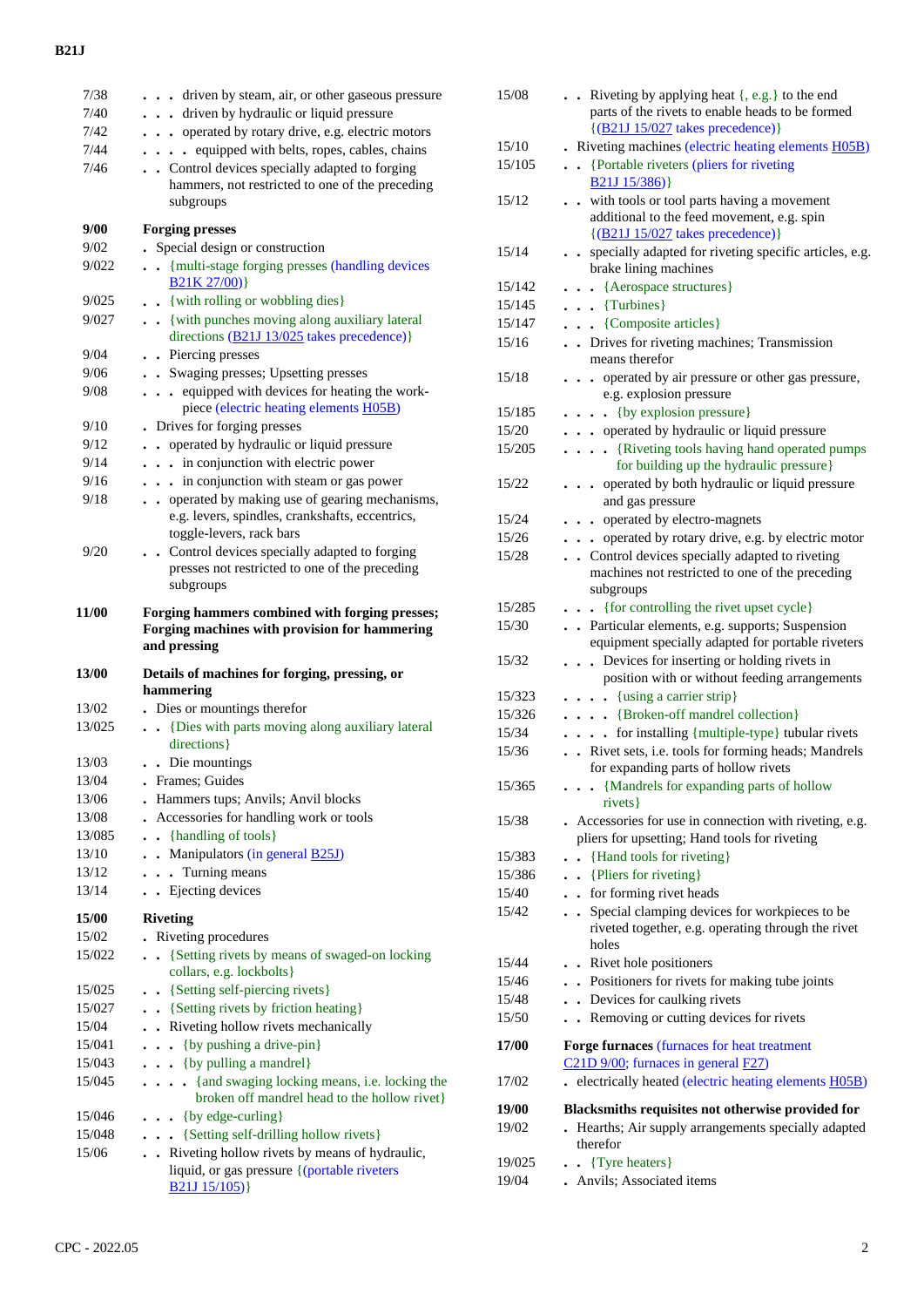| | |
|---|---|
| 7/38 | . . . driven by steam, air, or other gaseous pressure |
| 7/40 | . . . driven by hydraulic or liquid pressure |
| 7/42 | . . . operated by rotary drive, e.g. electric motors |
| 7/44 | . . . . equipped with belts, ropes, cables, chains |
| 7/46 | . . Control devices specially adapted to forging hammers, not restricted to one of the preceding subgroups |
| **9/00** | **Forging presses** |
| 9/02 | . Special design or construction |
| 9/022 | . . {multi-stage forging presses (handling devices B21K 27/00)} |
| 9/025 | . . {with rolling or wobbling dies} |
| 9/027 | . . {with punches moving along auxiliary lateral directions (B21J 13/025 takes precedence)} |
| 9/04 | . . Piercing presses |
| 9/06 | . . Swaging presses; Upsetting presses |
| 9/08 | . . . equipped with devices for heating the work-piece (electric heating elements H05B) |
| 9/10 | . Drives for forging presses |
| 9/12 | . . operated by hydraulic or liquid pressure |
| 9/14 | . . . in conjunction with electric power |
| 9/16 | . . . in conjunction with steam or gas power |
| 9/18 | . . operated by making use of gearing mechanisms, e.g. levers, spindles, crankshafts, eccentrics, toggle-levers, rack bars |
| 9/20 | . . Control devices specially adapted to forging presses not restricted to one of the preceding subgroups |
| **11/00** | **Forging hammers combined with forging presses; Forging machines with provision for hammering and pressing** |
| **13/00** | **Details of machines for forging, pressing, or hammering** |
| 13/02 | . Dies or mountings therefor |
| 13/025 | . . {Dies with parts moving along auxiliary lateral directions} |
| 13/03 | . . Die mountings |
| 13/04 | . Frames; Guides |
| 13/06 | . Hammers tups; Anvils; Anvil blocks |
| 13/08 | . Accessories for handling work or tools |
| 13/085 | . . {handling of tools} |
| 13/10 | . . Manipulators (in general B25J) |
| 13/12 | . . . Turning means |
| 13/14 | . . Ejecting devices |
| **15/00** | **Riveting** |
| 15/02 | . Riveting procedures |
| 15/022 | . . {Setting rivets by means of swaged-on locking collars, e.g. lockbolts} |
| 15/025 | . . {Setting self-piercing rivets} |
| 15/027 | . . {Setting rivets by friction heating} |
| 15/04 | . . Riveting hollow rivets mechanically |
| 15/041 | . . . {by pushing a drive-pin} |
| 15/043 | . . . {by pulling a mandrel} |
| 15/045 | . . . . {and swaging locking means, i.e. locking the broken off mandrel head to the hollow rivet} |
| 15/046 | . . . {by edge-curling} |
| 15/048 | . . . {Setting self-drilling hollow rivets} |
| 15/06 | . . Riveting hollow rivets by means of hydraulic, liquid, or gas pressure {(portable riveters B21J 15/105)} |
| 15/08 | . . Riveting by applying heat {, e.g.} to the end parts of the rivets to enable heads to be formed {(B21J 15/027 takes precedence)} |
| 15/10 | . Riveting machines (electric heating elements H05B) |
| 15/105 | . . {Portable riveters (pliers for riveting B21J 15/386)} |
| 15/12 | . . with tools or tool parts having a movement additional to the feed movement, e.g. spin {(B21J 15/027 takes precedence)} |
| 15/14 | . . specially adapted for riveting specific articles, e.g. brake lining machines |
| 15/142 | . . . {Aerospace structures} |
| 15/145 | . . . {Turbines} |
| 15/147 | . . . {Composite articles} |
| 15/16 | . . Drives for riveting machines; Transmission means therefor |
| 15/18 | . . . operated by air pressure or other gas pressure, e.g. explosion pressure |
| 15/185 | . . . . {by explosion pressure} |
| 15/20 | . . . operated by hydraulic or liquid pressure |
| 15/205 | . . . . {Riveting tools having hand operated pumps for building up the hydraulic pressure} |
| 15/22 | . . . operated by both hydraulic or liquid pressure and gas pressure |
| 15/24 | . . . operated by electro-magnets |
| 15/26 | . . . operated by rotary drive, e.g. by electric motor |
| 15/28 | . . Control devices specially adapted to riveting machines not restricted to one of the preceding subgroups |
| 15/285 | . . . {for controlling the rivet upset cycle} |
| 15/30 | . . Particular elements, e.g. supports; Suspension equipment specially adapted for portable riveters |
| 15/32 | . . . Devices for inserting or holding rivets in position with or without feeding arrangements |
| 15/323 | . . . . {using a carrier strip} |
| 15/326 | . . . . {Broken-off mandrel collection} |
| 15/34 | . . . . for installing {multiple-type} tubular rivets |
| 15/36 | . . Rivet sets, i.e. tools for forming heads; Mandrels for expanding parts of hollow rivets |
| 15/365 | . . . {Mandrels for expanding parts of hollow rivets} |
| 15/38 | . Accessories for use in connection with riveting, e.g. pliers for upsetting; Hand tools for riveting |
| 15/383 | . . {Hand tools for riveting} |
| 15/386 | . . {Pliers for riveting} |
| 15/40 | . . for forming rivet heads |
| 15/42 | . . Special clamping devices for workpieces to be riveted together, e.g. operating through the rivet holes |
| 15/44 | . . Rivet hole positioners |
| 15/46 | . . Positioners for rivets for making tube joints |
| 15/48 | . . Devices for caulking rivets |
| 15/50 | . . Removing or cutting devices for rivets |
| **17/00** | **Forge furnaces** (furnaces for heat treatment C21D 9/00; furnaces in general F27) |
| 17/02 | . electrically heated (electric heating elements H05B) |
| **19/00** | **Blacksmiths requisites not otherwise provided for** |
| 19/02 | . Hearths; Air supply arrangements specially adapted therefor |
| 19/025 | . . {Tyre heaters} |
| 19/04 | . Anvils; Associated items |